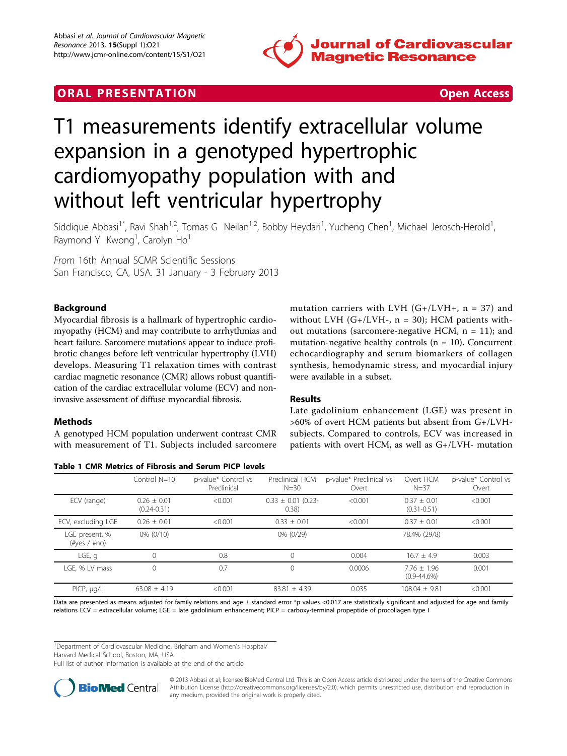ORAL PRESENTATION Open Access

# T1 measurements identify extracellular volume expansion in a genotyped hypertrophic cardiomyopathy population with and without left ventricular hypertrophy

Siddique Abbasi[1*], Ravi Shah[1,2], Tomas G Neilan[1,2], Bobby Heydari[1], Yucheng Chen[1], Michael Jerosch-Herold[1], Raymond Y Kwong[1], Carolyn Ho[1]

*From* 16th Annual SCMR Scientific Sessions
San Francisco, CA, USA. 31 January - 3 February 2013

## Background

Myocardial fibrosis is a hallmark of hypertrophic cardiomyopathy (HCM) and may contribute to arrhythmias and heart failure. Sarcomere mutations appear to induce profibrotic changes before left ventricular hypertrophy (LVH) develops. Measuring T1 relaxation times with contrast cardiac magnetic resonance (CMR) allows robust quantification of the cardiac extracellular volume (ECV) and non-invasive assessment of diffuse myocardial fibrosis.

## Methods

A genotyped HCM population underwent contrast CMR with measurement of T1. Subjects included sarcomere mutation carriers with LVH (G+/LVH+, n = 37) and without LVH (G+/LVH-, n = 30); HCM patients without mutations (sarcomere-negative HCM, n = 11); and mutation-negative healthy controls (n = 10). Concurrent echocardiography and serum biomarkers of collagen synthesis, hemodynamic stress, and myocardial injury were available in a subset.

## Results

Late gadolinium enhancement (LGE) was present in >60% of overt HCM patients but absent from G+/LVH- subjects. Compared to controls, ECV was increased in patients with overt HCM, as well as G+/LVH- mutation

**Table 1 CMR Metrics of Fibrosis and Serum PICP levels**

| | Control N=10 | p-value* Control vs Preclinical | Preclinical HCM N=30 | p-value* Preclinical vs Overt | Overt HCM N=37 | p-value* Control vs Overt |
|---|---|---|---|---|---|---|
| ECV (range) | 0.26 ± 0.01 (0.24-0.31) | <0.001 | 0.33 ± 0.01 (0.23-0.38) | <0.001 | 0.37 ± 0.01 (0.31-0.51) | <0.001 |
| ECV, excluding LGE | 0.26 ± 0.01 | <0.001 | 0.33 ± 0.01 | <0.001 | 0.37 ± 0.01 | <0.001 |
| LGE present, % (#yes / #no) | 0% (0/10) | | 0% (0/29) | | 78.4% (29/8) | |
| LGE, g | 0 | 0.8 | 0 | 0.004 | 16.7 ± 4.9 | 0.003 |
| LGE, % LV mass | 0 | 0.7 | 0 | 0.0006 | 7.76 ± 1.96 (0.9-44.6%) | 0.001 |
| PICP, μg/L | 63.08 ± 4.19 | <0.001 | 83.81 ± 4.39 | 0.035 | 108.04 ± 9.81 | <0.001 |

Data are presented as means adjusted for family relations and age ± standard error *p values <0.017 are statistically significant and adjusted for age and family relations ECV = extracellular volume; LGE = late gadolinium enhancement; PICP = carboxy-terminal propeptide of procollagen type I

[1]Department of Cardiovascular Medicine, Brigham and Women's Hospital/Harvard Medical School, Boston, MA, USA
Full list of author information is available at the end of the article

© 2013 Abbasi et al; licensee BioMed Central Ltd. This is an Open Access article distributed under the terms of the Creative Commons Attribution License (http://creativecommons.org/licenses/by/2.0), which permits unrestricted use, distribution, and reproduction in any medium, provided the original work is properly cited.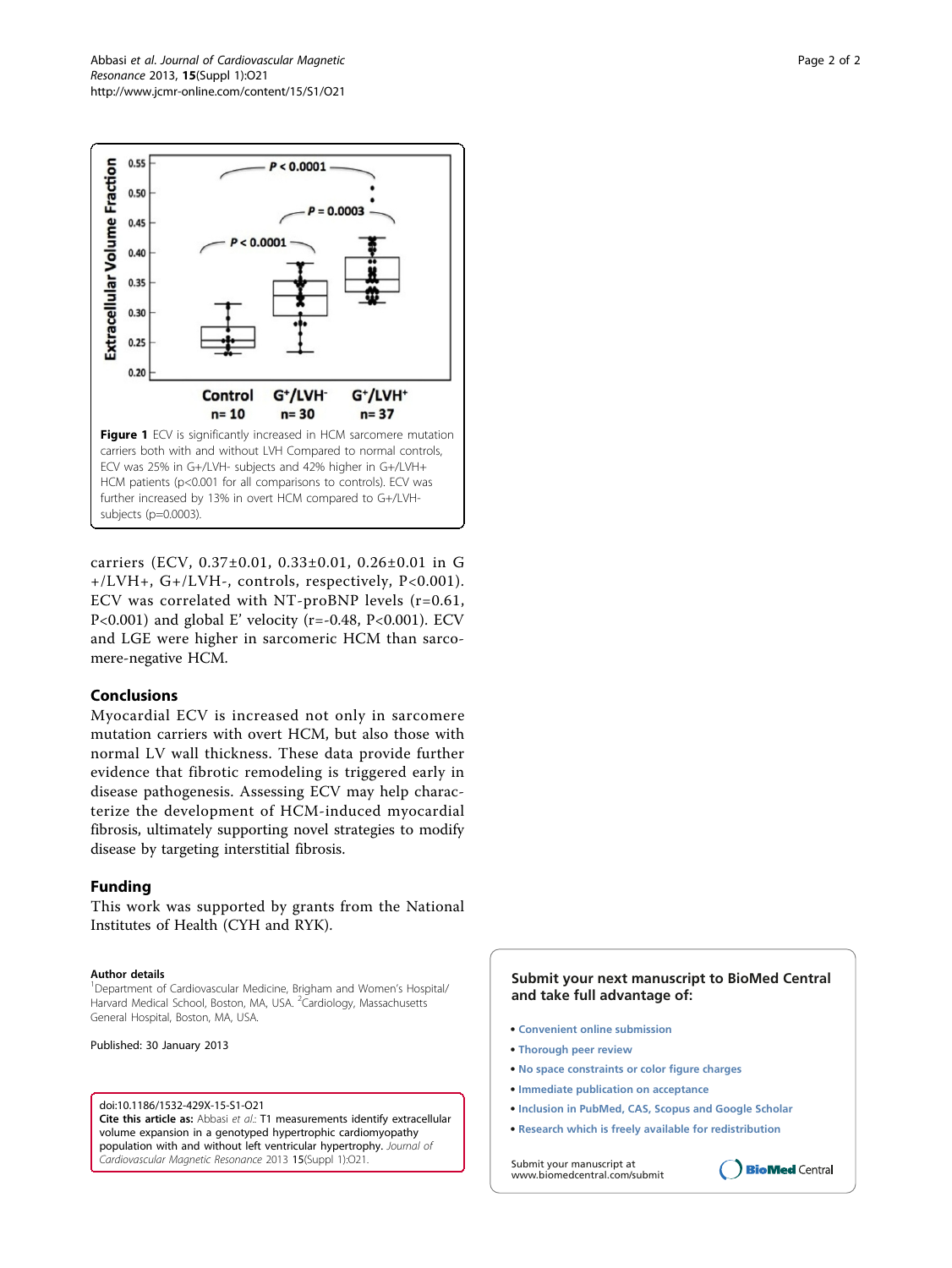Extracellular Volume Fraction

0.55

0.50

0.45

0.40

0.35

0.30

0.25

0.20

P < 0.0001

P = 0.0003

P < 0.0001

Control n= 10

G+/LVH- n= 30

G+/LVH+ n= 37

**Figure 1** ECV is significantly increased in HCM sarcomere mutation carriers both with and without LVH Compared to normal controls, ECV was 25% in G+/LVH- subjects and 42% higher in G+/LVH+ HCM patients (p<0.001 for all comparisons to controls). ECV was further increased by 13% in overt HCM compared to G+/LVH- subjects (p=0.0003).

carriers (ECV, 0.37±0.01, 0.33±0.01, 0.26±0.01 in G+/LVH+, G+/LVH-, controls, respectively, P<0.001). ECV was correlated with NT-proBNP levels (r=0.61, P<0.001) and global E' velocity (r=-0.48, P<0.001). ECV and LGE were higher in sarcomeric HCM than sarcomere-negative HCM.

## Conclusions

Myocardial ECV is increased not only in sarcomere mutation carriers with overt HCM, but also those with normal LV wall thickness. These data provide further evidence that fibrotic remodeling is triggered early in disease pathogenesis. Assessing ECV may help characterize the development of HCM-induced myocardial fibrosis, ultimately supporting novel strategies to modify disease by targeting interstitial fibrosis.

## Funding

This work was supported by grants from the National Institutes of Health (CYH and RYK).

#### Author details

[1]Department of Cardiovascular Medicine, Brigham and Women's Hospital/ Harvard Medical School, Boston, MA, USA. [2]Cardiology, Massachusetts General Hospital, Boston, MA, USA.

Published: 30 January 2013

doi:10.1186/1532-429X-15-S1-O21

**Cite this article as:** Abbasi *et al.*: T1 measurements identify extracellular volume expansion in a genotyped hypertrophic cardiomyopathy population with and without left ventricular hypertrophy. *Journal of Cardiovascular Magnetic Resonance* 2013 **15**(Suppl 1):O21.

**Submit your next manuscript to BioMed Central and take full advantage of:**

- Convenient online submission
- Thorough peer review
- No space constraints or color figure charges
- Immediate publication on acceptance
- Inclusion in PubMed, CAS, Scopus and Google Scholar
- Research which is freely available for redistribution

Submit your manuscript at www.biomedcentral.com/submit

BioMed Central